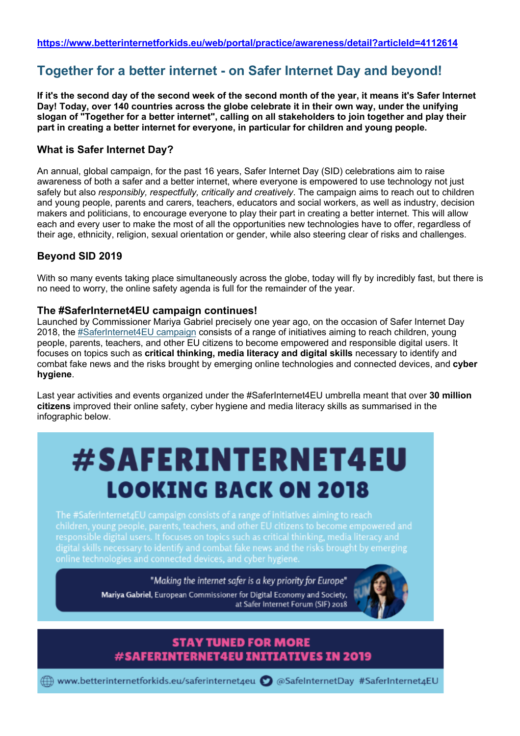https://www.betterinternetforkids.eu/web/portal/practice/awareness/detail?articleId=4112614

# Together for a better internet - on Safer Internet Day and beyond!

**If it's the second day of the second week of the second month of the year, it means it's Safer Internet Day! Today, over 140 countries across the globe celebrate it in their own way, under the unifying slogan of "Together for a better internet", calling on all stakeholders to join together and play their part in creating a better internet for everyone, in particular for children and young people.**

## What is Safer Internet Day?

An annual, global campaign, for the past 16 years, Safer Internet Day (SID) celebrations aim to raise awareness of both a safer and a better internet, where everyone is empowered to use technology not just safely but also *responsibly, respectfully, critically and creatively*. The campaign aims to reach out to children and young people, parents and carers, teachers, educators and social workers, as well as industry, decision makers and politicians, to encourage everyone to play their part in creating a better internet. This will allow each and every user to make the most of all the opportunities new technologies have to offer, regardless of their age, ethnicity, religion, sexual orientation or gender, while also steering clear of risks and challenges.

## Beyond SID 2019

With so many events taking place simultaneously across the globe, today will fly by incredibly fast, but there is no need to worry, the online safety agenda is full for the remainder of the year.

### The #SaferInternet4EU campaign continues!

Launched by Commissioner Mariya Gabriel precisely one year ago, on the occasion of Safer Internet Day 2018, the #SaferInternet4EU campaign consists of a range of initiatives aiming to reach children, young people, parents, teachers, and other EU citizens to become empowered and responsible digital users. It focuses on topics such as **critical thinking, media literacy and digital skills** necessary to identify and combat fake news and the risks brought by emerging online technologies and connected devices, and **cyber hygiene**.

Last year activities and events organized under the #SaferInternet4EU umbrella meant that over **30 million citizens** improved their online safety, cyber hygiene and media literacy skills as summarised in the infographic below.

**#SAFERINTERNET4EU**
**LOOKING BACK ON 2018**

The #SaferInternet4EU campaign consists of a range of initiatives aiming to reach children, young people, parents, teachers, and other EU citizens to become empowered and responsible digital users. It focuses on topics such as critical thinking, media literacy and digital skills necessary to identify and combat fake news and the risks brought by emerging online technologies and connected devices, and cyber hygiene.

*"Making the internet safer is a key priority for Europe"*
**Mariya Gabriel**, European Commissioner for Digital Economy and Society, at Safer Internet Forum (SIF) 2018

**STAY TUNED FOR MORE #SAFERINTERNET4EU INITIATIVES IN 2019**

www.betterinternetforkids.eu/saferinternet4eu @SafeInternetDay #SaferInternet4EU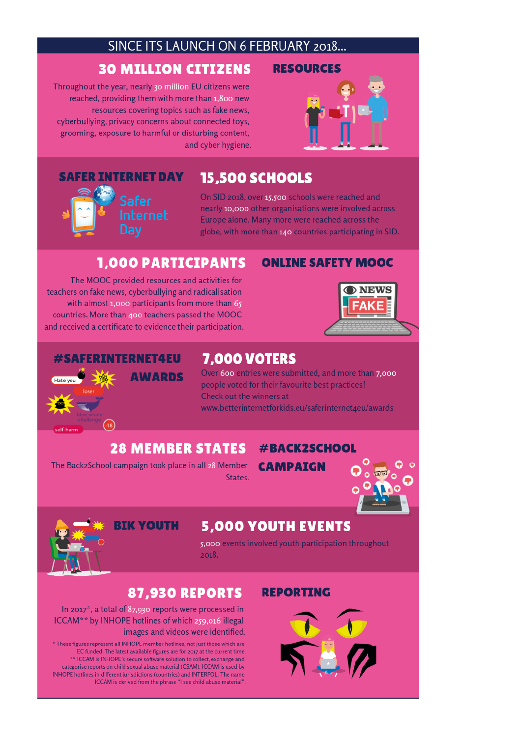# SINCE ITS LAUNCH ON 6 FEBRUARY 2018...

## RESOURCES

### 30 MILLION CITIZENS

Throughout the year, nearly 30 million EU citizens were reached, providing them with more than 1,800 new resources covering topics such as fake news, cyberbullying, privacy concerns about connected toys, grooming, exposure to harmful or disturbing content, and cyber hygiene.

## SAFER INTERNET DAY

### 15,500 SCHOOLS

On SID 2018, over 15,500 schools were reached and nearly 10,000 other organisations were involved across Europe alone. Many more were reached across the globe, with more than 140 countries participating in SID.

## ONLINE SAFETY MOOC

### 1,000 PARTICIPANTS

The MOOC provided resources and activities for teachers on fake news, cyberbullying and radicalisation with almost 1,000 participants from more than 65 countries. More than 400 teachers passed the MOOC and received a certificate to evidence their participation.

## #SAFERINTERNET4EU AWARDS

### 7,000 VOTERS

Over 600 entries were submitted, and more than 7,000 people voted for their favourite best practices! Check out the winners at www.betterinternetforkids.eu/saferinternet4eu/awards

## #BACK2SCHOOL CAMPAIGN

### 28 MEMBER STATES

The Back2School campaign took place in all 28 Member States.

## BIK YOUTH

### 5,000 YOUTH EVENTS

5,000 events involved youth participation throughout 2018.

## REPORTING

### 87,930 REPORTS

In 2017*, a total of 87,930 reports were processed in ICCAM** by INHOPE hotlines of which 259,016 illegal images and videos were identified.

\* These figures represent all INHOPE member hotlines, not just those which are EC funded. The latest available figures are for 2017 at the current time.
\** ICCAM is INHOPE's secure software solution to collect, exchange and categorise reports on child sexual abuse material (CSAM). ICCAM is used by INHOPE hotlines in different jurisdictions (countries) and INTERPOL. The name ICCAM is derived from the phrase "I see child abuse material".